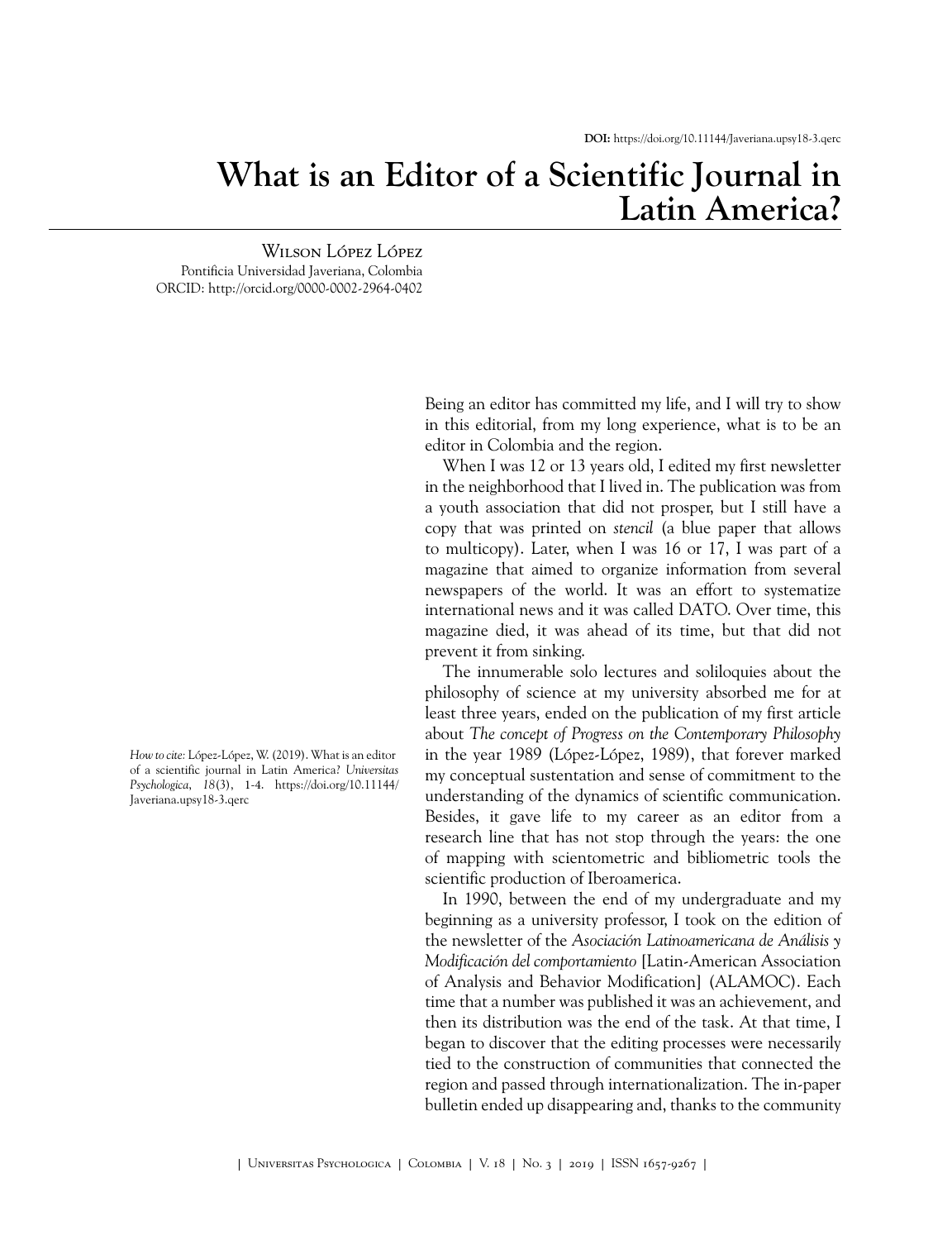**DOI:** https://doi.org/10.11144/Javeriana.upsy18-3.qerc

# What is an Editor of a Scientific Journal in Latin America?

Wilson López López
Pontificia Universidad Javeriana, Colombia
ORCID: http://orcid.org/0000-0002-2964-0402

*How to cite:* López-López, W. (2019). What is an editor of a scientific journal in Latin America? *Universitas Psychologica*, *18*(3), 1-4. https://doi.org/10.11144/Javeriana.upsy18-3.qerc

Being an editor has committed my life, and I will try to show in this editorial, from my long experience, what is to be an editor in Colombia and the region.

When I was 12 or 13 years old, I edited my first newsletter in the neighborhood that I lived in. The publication was from a youth association that did not prosper, but I still have a copy that was printed on *stencil* (a blue paper that allows to multicopy). Later, when I was 16 or 17, I was part of a magazine that aimed to organize information from several newspapers of the world. It was an effort to systematize international news and it was called DATO. Over time, this magazine died, it was ahead of its time, but that did not prevent it from sinking.

The innumerable solo lectures and soliloquies about the philosophy of science at my university absorbed me for at least three years, ended on the publication of my first article about *The concept of Progress on the Contemporary Philosophy* in the year 1989 (López-López, 1989), that forever marked my conceptual sustentation and sense of commitment to the understanding of the dynamics of scientific communication. Besides, it gave life to my career as an editor from a research line that has not stop through the years: the one of mapping with scientometric and bibliometric tools the scientific production of Iberoamerica.

In 1990, between the end of my undergraduate and my beginning as a university professor, I took on the edition of the newsletter of the *Asociación Latinoamericana de Análisis y Modificación del comportamiento* [Latin-American Association of Analysis and Behavior Modification] (ALAMOC). Each time that a number was published it was an achievement, and then its distribution was the end of the task. At that time, I began to discover that the editing processes were necessarily tied to the construction of communities that connected the region and passed through internationalization. The in-paper bulletin ended up disappearing and, thanks to the community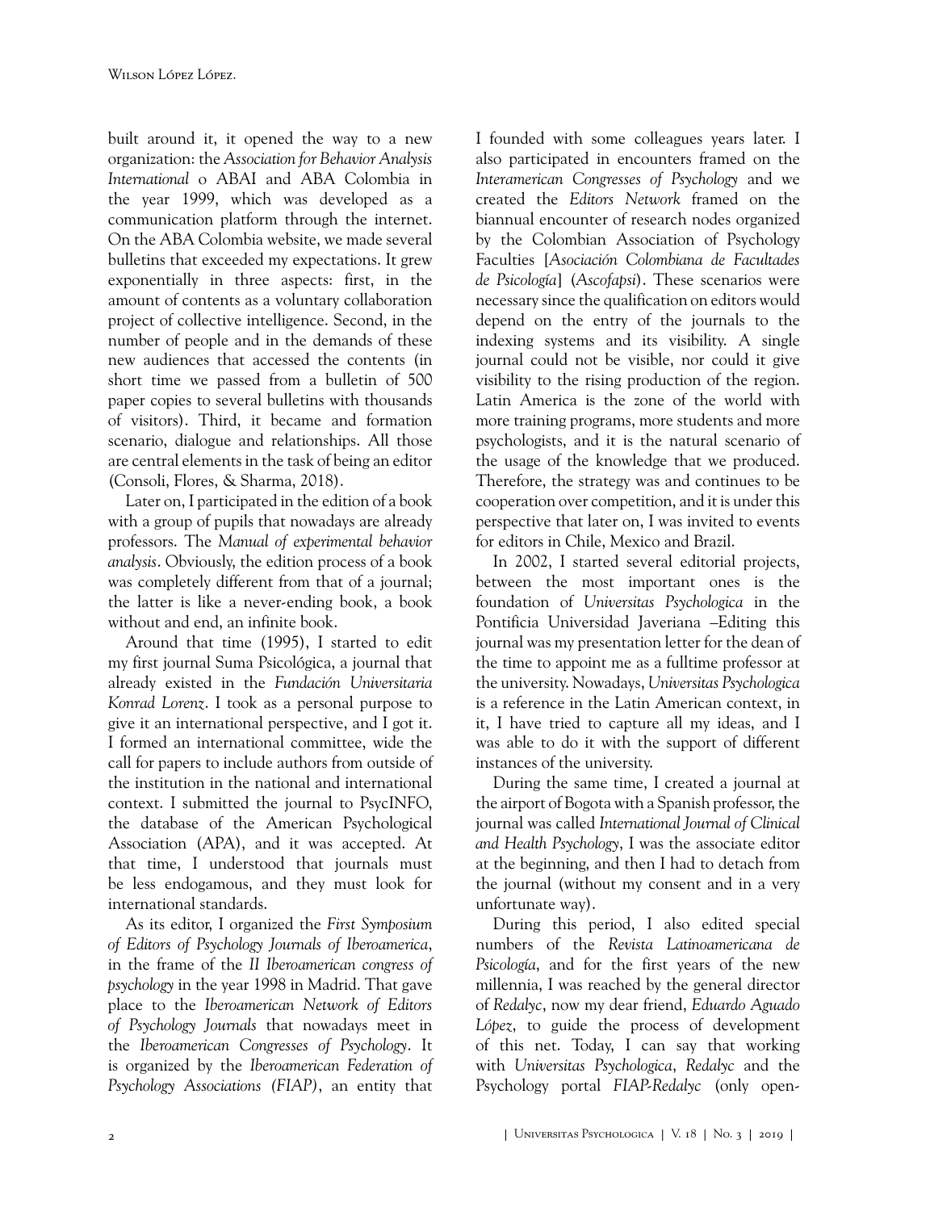built around it, it opened the way to a new organization: the *Association for Behavior Analysis International* o ABAI and ABA Colombia in the year 1999, which was developed as a communication platform through the internet. On the ABA Colombia website, we made several bulletins that exceeded my expectations. It grew exponentially in three aspects: first, in the amount of contents as a voluntary collaboration project of collective intelligence. Second, in the number of people and in the demands of these new audiences that accessed the contents (in short time we passed from a bulletin of 500 paper copies to several bulletins with thousands of visitors). Third, it became and formation scenario, dialogue and relationships. All those are central elements in the task of being an editor (Consoli, Flores, & Sharma, 2018).

Later on, I participated in the edition of a book with a group of pupils that nowadays are already professors. The *Manual of experimental behavior analysis*. Obviously, the edition process of a book was completely different from that of a journal; the latter is like a never-ending book, a book without and end, an infinite book.

Around that time (1995), I started to edit my first journal Suma Psicológica, a journal that already existed in the *Fundación Universitaria Konrad Lorenz*. I took as a personal purpose to give it an international perspective, and I got it. I formed an international committee, wide the call for papers to include authors from outside of the institution in the national and international context. I submitted the journal to PsycINFO, the database of the American Psychological Association (APA), and it was accepted. At that time, I understood that journals must be less endogamous, and they must look for international standards.

As its editor, I organized the *First Symposium of Editors of Psychology Journals of Iberoamerica*, in the frame of the *II Iberoamerican congress of psychology* in the year 1998 in Madrid. That gave place to the *Iberoamerican Network of Editors of Psychology Journals* that nowadays meet in the *Iberoamerican Congresses of Psychology*. It is organized by the *Iberoamerican Federation of Psychology Associations (FIAP)*, an entity that I founded with some colleagues years later. I also participated in encounters framed on the *Interamerican Congresses of Psychology* and we created the *Editors Network* framed on the biannual encounter of research nodes organized by the Colombian Association of Psychology Faculties [*Asociación Colombiana de Facultades de Psicología*] (*Ascofapsi*). These scenarios were necessary since the qualification on editors would depend on the entry of the journals to the indexing systems and its visibility. A single journal could not be visible, nor could it give visibility to the rising production of the region. Latin America is the zone of the world with more training programs, more students and more psychologists, and it is the natural scenario of the usage of the knowledge that we produced. Therefore, the strategy was and continues to be cooperation over competition, and it is under this perspective that later on, I was invited to events for editors in Chile, Mexico and Brazil.

In 2002, I started several editorial projects, between the most important ones is the foundation of *Universitas Psychologica* in the Pontificia Universidad Javeriana –Editing this journal was my presentation letter for the dean of the time to appoint me as a fulltime professor at the university. Nowadays, *Universitas Psychologica* is a reference in the Latin American context, in it, I have tried to capture all my ideas, and I was able to do it with the support of different instances of the university.

During the same time, I created a journal at the airport of Bogota with a Spanish professor, the journal was called *International Journal of Clinical and Health Psychology*, I was the associate editor at the beginning, and then I had to detach from the journal (without my consent and in a very unfortunate way).

During this period, I also edited special numbers of the *Revista Latinoamericana de Psicología*, and for the first years of the new millennia, I was reached by the general director of *Redalyc*, now my dear friend, *Eduardo Aguado López*, to guide the process of development of this net. Today, I can say that working with *Universitas Psychologica*, *Redalyc* and the Psychology portal *FIAP-Redalyc* (only open-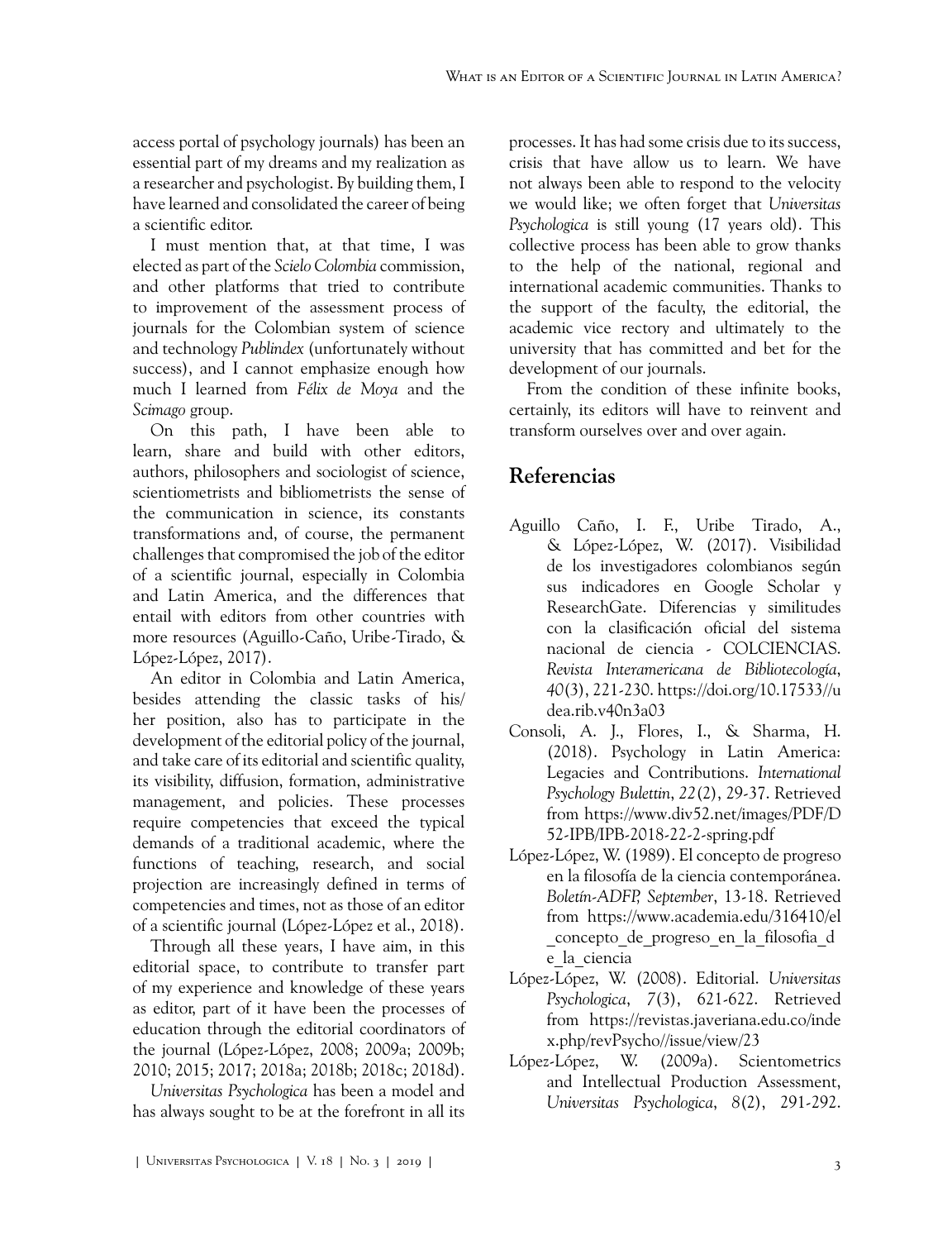access portal of psychology journals) has been an essential part of my dreams and my realization as a researcher and psychologist. By building them, I have learned and consolidated the career of being a scientific editor.

I must mention that, at that time, I was elected as part of the *Scielo Colombia* commission, and other platforms that tried to contribute to improvement of the assessment process of journals for the Colombian system of science and technology *Publindex* (unfortunately without success), and I cannot emphasize enough how much I learned from *Félix de Moya* and the *Scimago* group.

On this path, I have been able to learn, share and build with other editors, authors, philosophers and sociologist of science, scientiometrists and bibliometrists the sense of the communication in science, its constants transformations and, of course, the permanent challenges that compromised the job of the editor of a scientific journal, especially in Colombia and Latin America, and the differences that entail with editors from other countries with more resources (Aguillo-Caño, Uribe-Tirado, & López-López, 2017).

An editor in Colombia and Latin America, besides attending the classic tasks of his/her position, also has to participate in the development of the editorial policy of the journal, and take care of its editorial and scientific quality, its visibility, diffusion, formation, administrative management, and policies. These processes require competencies that exceed the typical demands of a traditional academic, where the functions of teaching, research, and social projection are increasingly defined in terms of competencies and times, not as those of an editor of a scientific journal (López-López et al., 2018).

Through all these years, I have aim, in this editorial space, to contribute to transfer part of my experience and knowledge of these years as editor, part of it have been the processes of education through the editorial coordinators of the journal (López-López, 2008; 2009a; 2009b; 2010; 2015; 2017; 2018a; 2018b; 2018c; 2018d).

*Universitas Psychologica* has been a model and has always sought to be at the forefront in all its processes. It has had some crisis due to its success, crisis that have allow us to learn. We have not always been able to respond to the velocity we would like; we often forget that *Universitas Psychologica* is still young (17 years old). This collective process has been able to grow thanks to the help of the national, regional and international academic communities. Thanks to the support of the faculty, the editorial, the academic vice rectory and ultimately to the university that has committed and bet for the development of our journals.

From the condition of these infinite books, certainly, its editors will have to reinvent and transform ourselves over and over again.

## Referencias

Aguillo Caño, I. F., Uribe Tirado, A., & López-López, W. (2017). Visibilidad de los investigadores colombianos según sus indicadores en Google Scholar y ResearchGate. Diferencias y similitudes con la clasificación oficial del sistema nacional de ciencia - COLCIENCIAS. *Revista Interamericana de Bibliotecología*, *40*(3), 221-230. https://doi.org/10.17533//udea.rib.v40n3a03

Consoli, A. J., Flores, I., & Sharma, H. (2018). Psychology in Latin America: Legacies and Contributions. *International Psychology Bulettin*, *22*(2), 29-37. Retrieved from https://www.div52.net/images/PDF/D52-IPB/IPB-2018-22-2-spring.pdf

López-López, W. (1989). El concepto de progreso en la filosofía de la ciencia contemporánea. *Boletín-ADFP, September*, 13-18. Retrieved from https://www.academia.edu/316410/el_concepto_de_progreso_en_la_filosofia_de_la_ciencia

López-López, W. (2008). Editorial. *Universitas Psychologica*, *7*(3), 621-622. Retrieved from https://revistas.javeriana.edu.co/index.php/revPsycho//issue/view/23

López-López, W. (2009a). Scientometrics and Intellectual Production Assessment, *Universitas Psychologica*, *8*(2), 291-292.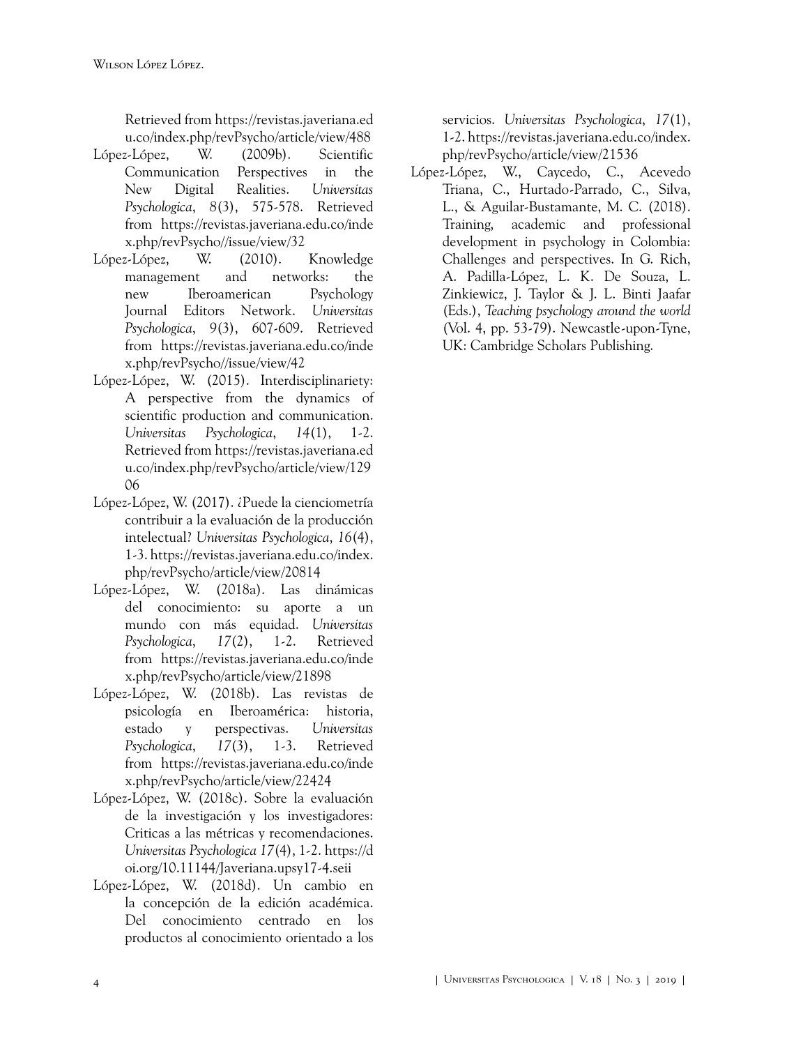Retrieved from https://revistas.javeriana.edu.co/index.php/revPsycho/article/view/488

López-López, W. (2009b). Scientific Communication Perspectives in the New Digital Realities. *Universitas Psychologica*, *8*(3), 575-578. Retrieved from https://revistas.javeriana.edu.co/index.php/revPsycho//issue/view/32

López-López, W. (2010). Knowledge management and networks: the new Iberoamerican Psychology Journal Editors Network. *Universitas Psychologica*, *9*(3), 607-609. Retrieved from https://revistas.javeriana.edu.co/index.php/revPsycho//issue/view/42

López-López, W. (2015). Interdisciplinariety: A perspective from the dynamics of scientific production and communication. *Universitas Psychologica*, *14*(1), 1-2. Retrieved from https://revistas.javeriana.edu.co/index.php/revPsycho/article/view/12906

López-López, W. (2017). ¿Puede la cienciometría contribuir a la evaluación de la producción intelectual? *Universitas Psychologica*, *16*(4), 1-3. https://revistas.javeriana.edu.co/index.php/revPsycho/article/view/20814

López-López, W. (2018a). Las dinámicas del conocimiento: su aporte a un mundo con más equidad. *Universitas Psychologica*, *17*(2), 1-2. Retrieved from https://revistas.javeriana.edu.co/index.php/revPsycho/article/view/21898

López-López, W. (2018b). Las revistas de psicología en Iberoamérica: historia, estado y perspectivas. *Universitas Psychologica*, *17*(3), 1-3. Retrieved from https://revistas.javeriana.edu.co/index.php/revPsycho/article/view/22424

López-López, W. (2018c). Sobre la evaluación de la investigación y los investigadores: Criticas a las métricas y recomendaciones. *Universitas Psychologica 17*(4), 1-2. https://doi.org/10.11144/Javeriana.upsy17-4.seii

López-López, W. (2018d). Un cambio en la concepción de la edición académica. Del conocimiento centrado en los productos al conocimiento orientado a los servicios. *Universitas Psychologica*, *17*(1), 1-2. https://revistas.javeriana.edu.co/index.php/revPsycho/article/view/21536

López-López, W., Caycedo, C., Acevedo Triana, C., Hurtado-Parrado, C., Silva, L., & Aguilar-Bustamante, M. C. (2018). Training, academic and professional development in psychology in Colombia: Challenges and perspectives. In G. Rich, A. Padilla-López, L. K. De Souza, L. Zinkiewicz, J. Taylor & J. L. Binti Jaafar (Eds.), *Teaching psychology around the world* (Vol. 4, pp. 53-79). Newcastle-upon-Tyne, UK: Cambridge Scholars Publishing.